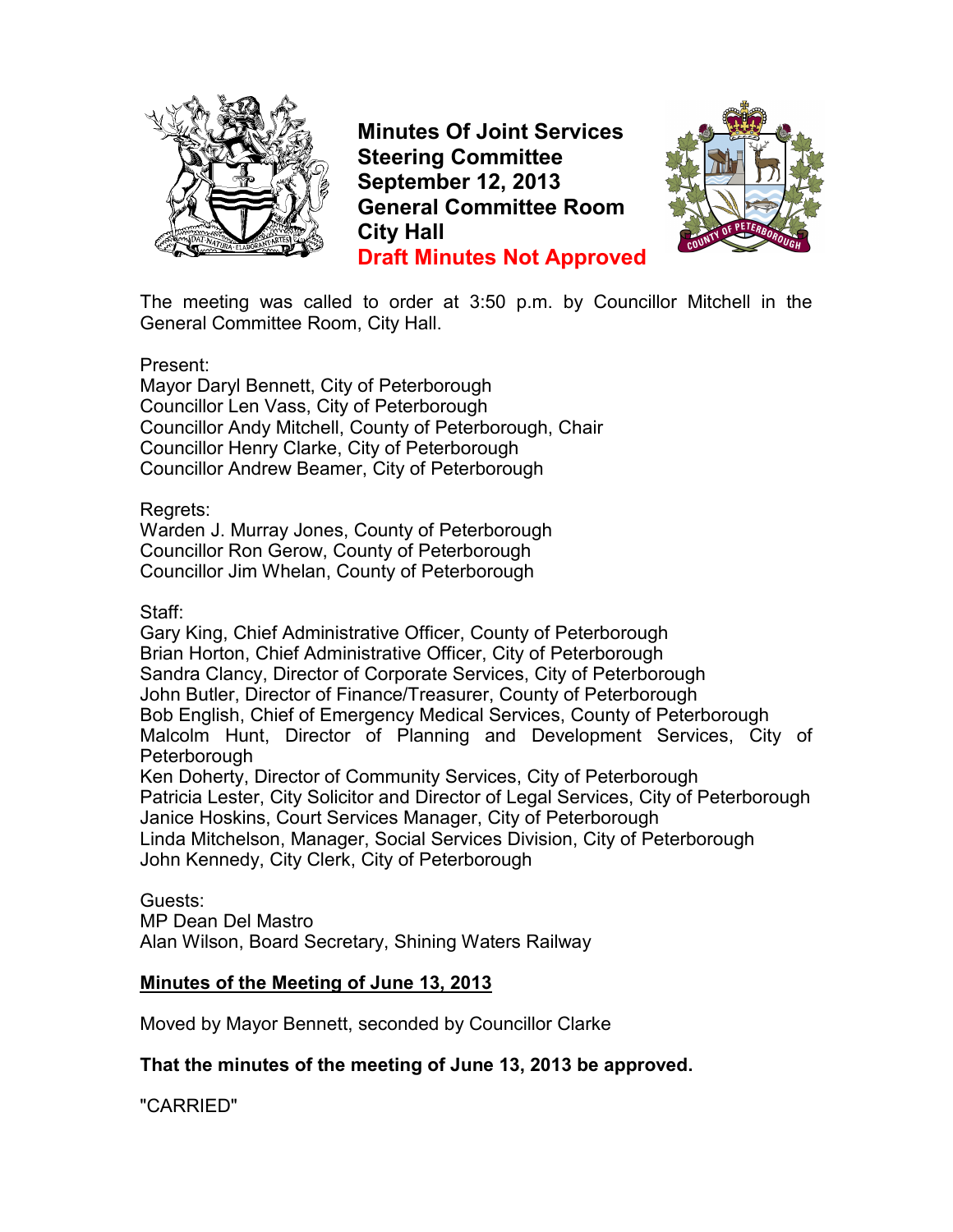# Minutes Of Joint Services Steering Committee
## September 12, 2013
## General Committee Room
## City Hall
## Draft Minutes Not Approved

The meeting was called to order at 3:50 p.m. by Councillor Mitchell in the General Committee Room, City Hall.

Present:
Mayor Daryl Bennett, City of Peterborough
Councillor Len Vass, City of Peterborough
Councillor Andy Mitchell, County of Peterborough, Chair
Councillor Henry Clarke, City of Peterborough
Councillor Andrew Beamer, City of Peterborough

Regrets:
Warden J. Murray Jones, County of Peterborough
Councillor Ron Gerow, County of Peterborough
Councillor Jim Whelan, County of Peterborough

Staff:
Gary King, Chief Administrative Officer, County of Peterborough
Brian Horton, Chief Administrative Officer, City of Peterborough
Sandra Clancy, Director of Corporate Services, City of Peterborough
John Butler, Director of Finance/Treasurer, County of Peterborough
Bob English, Chief of Emergency Medical Services, County of Peterborough
Malcolm Hunt, Director of Planning and Development Services, City of Peterborough
Ken Doherty, Director of Community Services, City of Peterborough
Patricia Lester, City Solicitor and Director of Legal Services, City of Peterborough
Janice Hoskins, Court Services Manager, City of Peterborough
Linda Mitchelson, Manager, Social Services Division, City of Peterborough
John Kennedy, City Clerk, City of Peterborough

Guests:
MP Dean Del Mastro
Alan Wilson, Board Secretary, Shining Waters Railway

**Minutes of the Meeting of June 13, 2013**

Moved by Mayor Bennett, seconded by Councillor Clarke

**That the minutes of the meeting of June 13, 2013 be approved.**

"CARRIED"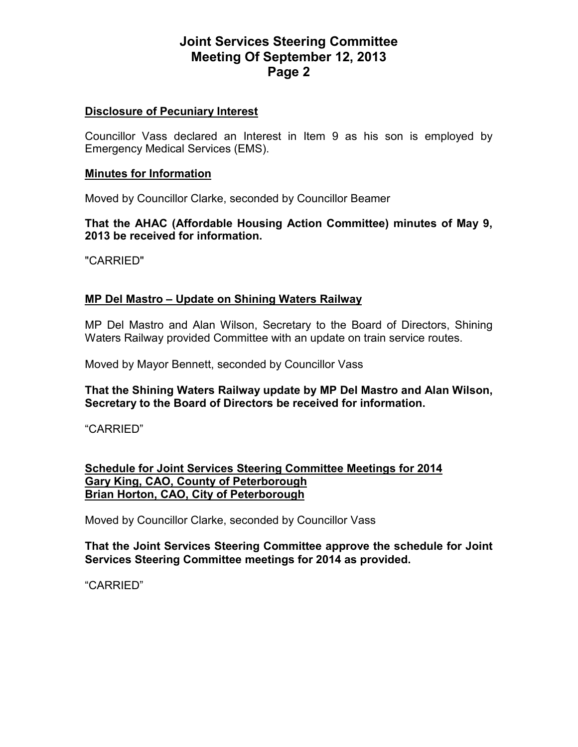## Disclosure of Pecuniary Interest

Councillor Vass declared an Interest in Item 9 as his son is employed by Emergency Medical Services (EMS).

## Minutes for Information

Moved by Councillor Clarke, seconded by Councillor Beamer

**That the AHAC (Affordable Housing Action Committee) minutes of May 9, 2013 be received for information.**

"CARRIED"

## MP Del Mastro – Update on Shining Waters Railway

MP Del Mastro and Alan Wilson, Secretary to the Board of Directors, Shining Waters Railway provided Committee with an update on train service routes.

Moved by Mayor Bennett, seconded by Councillor Vass

**That the Shining Waters Railway update by MP Del Mastro and Alan Wilson, Secretary to the Board of Directors be received for information.**

"CARRIED"

## Schedule for Joint Services Steering Committee Meetings for 2014
## Gary King, CAO, County of Peterborough
## Brian Horton, CAO, City of Peterborough

Moved by Councillor Clarke, seconded by Councillor Vass

**That the Joint Services Steering Committee approve the schedule for Joint Services Steering Committee meetings for 2014 as provided.**

"CARRIED"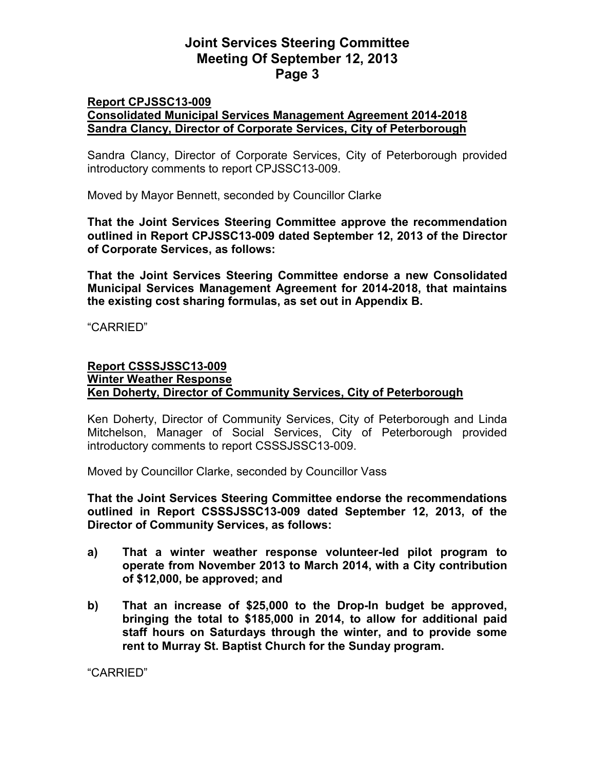**Report CPJSSC13-009**
**Consolidated Municipal Services Management Agreement 2014-2018**
**Sandra Clancy, Director of Corporate Services, City of Peterborough**

Sandra Clancy, Director of Corporate Services, City of Peterborough provided introductory comments to report CPJSSC13-009.

Moved by Mayor Bennett, seconded by Councillor Clarke

**That the Joint Services Steering Committee approve the recommendation outlined in Report CPJSSC13-009 dated September 12, 2013 of the Director of Corporate Services, as follows:**

**That the Joint Services Steering Committee endorse a new Consolidated Municipal Services Management Agreement for 2014-2018, that maintains the existing cost sharing formulas, as set out in Appendix B.**

"CARRIED"

**Report CSSSJSSC13-009**
**Winter Weather Response**
**Ken Doherty, Director of Community Services, City of Peterborough**

Ken Doherty, Director of Community Services, City of Peterborough and Linda Mitchelson, Manager of Social Services, City of Peterborough provided introductory comments to report CSSSJSSC13-009.

Moved by Councillor Clarke, seconded by Councillor Vass

**That the Joint Services Steering Committee endorse the recommendations outlined in Report CSSSJSSC13-009 dated September 12, 2013, of the Director of Community Services, as follows:**

**a) That a winter weather response volunteer-led pilot program to operate from November 2013 to March 2014, with a City contribution of $12,000, be approved; and**

**b) That an increase of $25,000 to the Drop-In budget be approved, bringing the total to $185,000 in 2014, to allow for additional paid staff hours on Saturdays through the winter, and to provide some rent to Murray St. Baptist Church for the Sunday program.**

"CARRIED"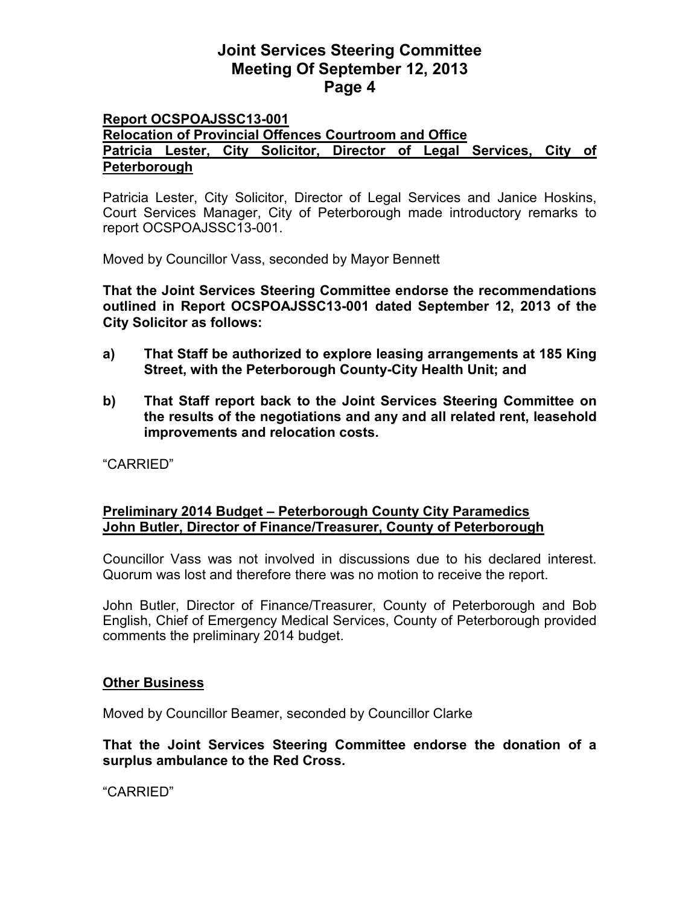**Report OCSPOAJSSC13-001**
**Relocation of Provincial Offences Courtroom and Office**
**Patricia Lester, City Solicitor, Director of Legal Services, City of Peterborough**

Patricia Lester, City Solicitor, Director of Legal Services and Janice Hoskins, Court Services Manager, City of Peterborough made introductory remarks to report OCSPOAJSSC13-001.

Moved by Councillor Vass, seconded by Mayor Bennett

**That the Joint Services Steering Committee endorse the recommendations outlined in Report OCSPOAJSSC13-001 dated September 12, 2013 of the City Solicitor as follows:**

**a) That Staff be authorized to explore leasing arrangements at 185 King Street, with the Peterborough County-City Health Unit; and**

**b) That Staff report back to the Joint Services Steering Committee on the results of the negotiations and any and all related rent, leasehold improvements and relocation costs.**

"CARRIED"

**Preliminary 2014 Budget – Peterborough County City Paramedics**
**John Butler, Director of Finance/Treasurer, County of Peterborough**

Councillor Vass was not involved in discussions due to his declared interest. Quorum was lost and therefore there was no motion to receive the report.

John Butler, Director of Finance/Treasurer, County of Peterborough and Bob English, Chief of Emergency Medical Services, County of Peterborough provided comments the preliminary 2014 budget.

**Other Business**

Moved by Councillor Beamer, seconded by Councillor Clarke

**That the Joint Services Steering Committee endorse the donation of a surplus ambulance to the Red Cross.**

"CARRIED"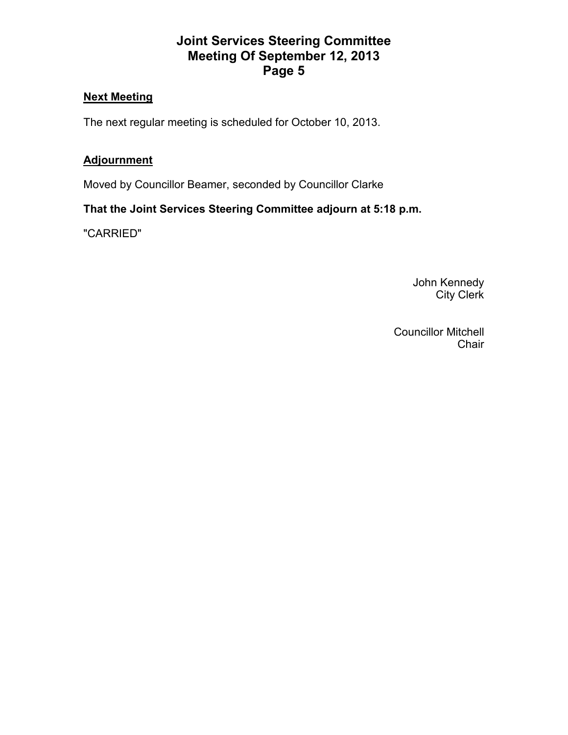**Next Meeting**

The next regular meeting is scheduled for October 10, 2013.

**Adjournment**

Moved by Councillor Beamer, seconded by Councillor Clarke

**That the Joint Services Steering Committee adjourn at 5:18 p.m.**

"CARRIED"

John Kennedy
City Clerk

Councillor Mitchell
Chair